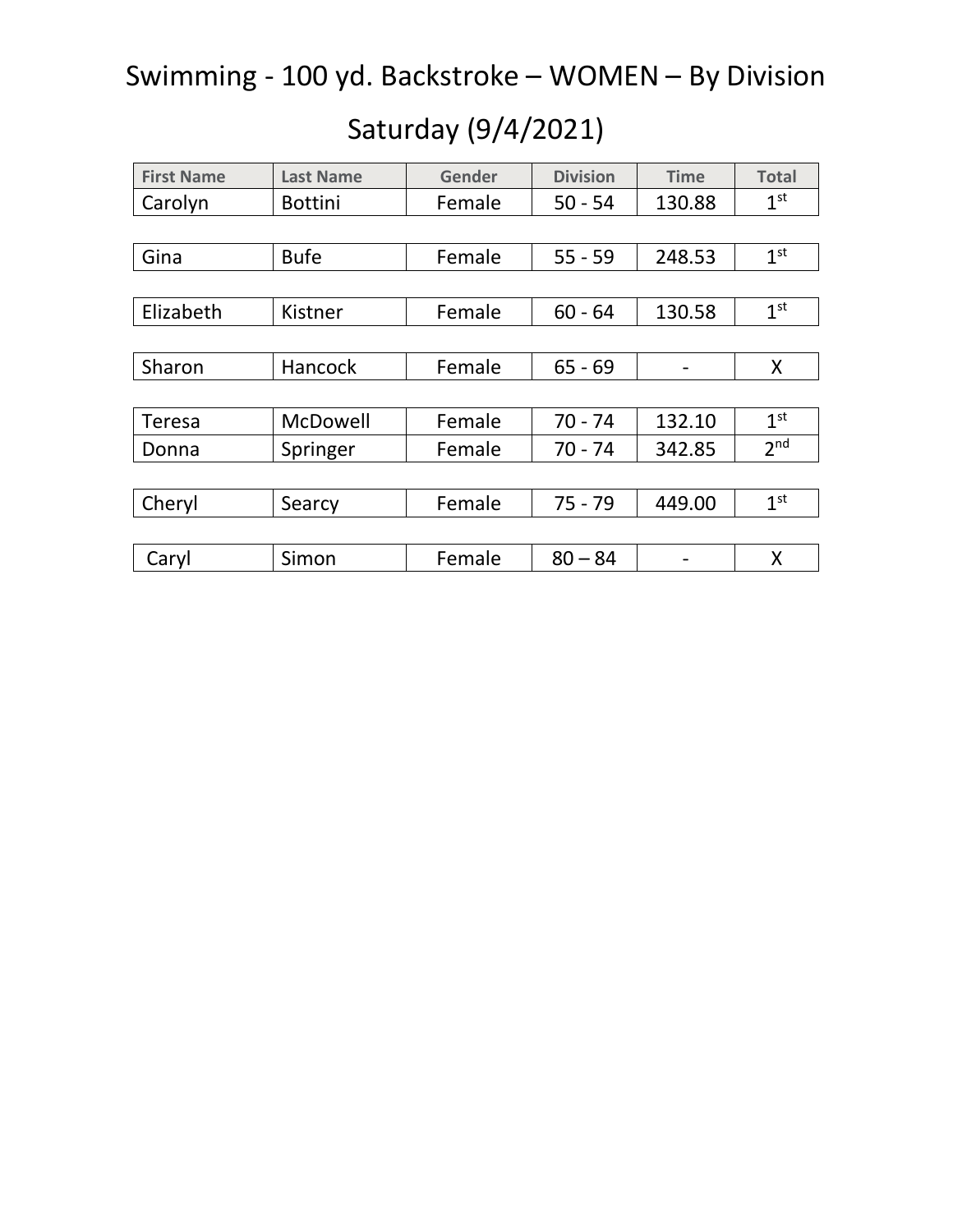# Swimming - 100 yd. Backstroke – WOMEN – By Division

## Saturday (9/4/2021)

| First Name | Last Name | Gender | Division | Time | Total |
|---|---|---|---|---|---|
| Carolyn | Bottini | Female | 50 - 54 | 130.88 | 1st |
| Gina | Bufe | Female | 55 - 59 | 248.53 | 1st |
| Elizabeth | Kistner | Female | 60 - 64 | 130.58 | 1st |
| Sharon | Hancock | Female | 65 - 69 | - | X |
| Teresa | McDowell | Female | 70 - 74 | 132.10 | 1st |
| Donna | Springer | Female | 70 - 74 | 342.85 | 2nd |
| Cheryl | Searcy | Female | 75 - 79 | 449.00 | 1st |
| Caryl | Simon | Female | 80 – 84 | - | X |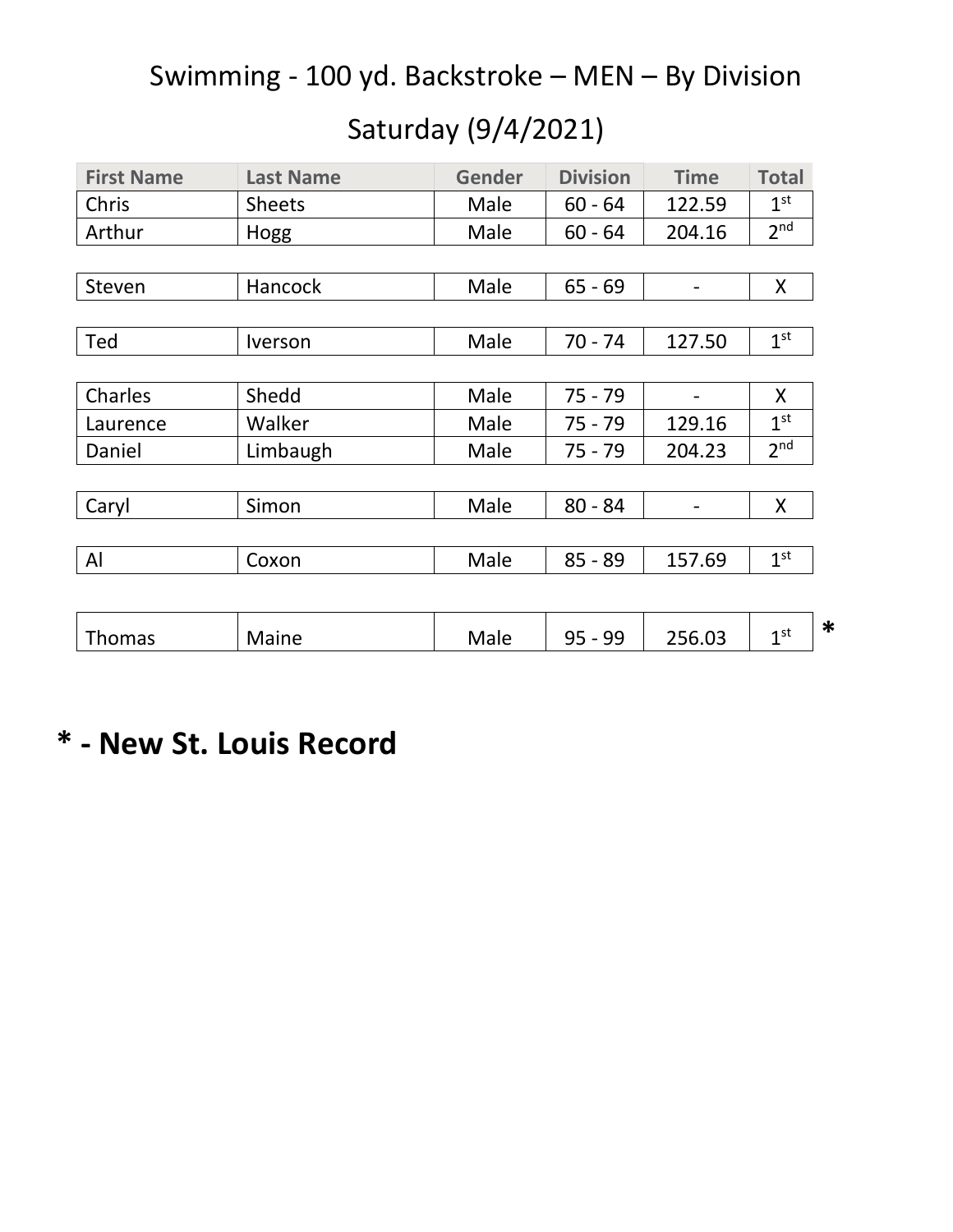# Swimming - 100 yd. Backstroke – MEN – By Division

## Saturday (9/4/2021)

| First Name | Last Name | Gender | Division | Time | Total |
|---|---|---|---|---|---|
| Chris | Sheets | Male | 60 - 64 | 122.59 | 1st |
| Arthur | Hogg | Male | 60 - 64 | 204.16 | 2nd |
| Steven | Hancock | Male | 65 - 69 | - | X |
| Ted | Iverson | Male | 70 - 74 | 127.50 | 1st |
| Charles | Shedd | Male | 75 - 79 | - | X |
| Laurence | Walker | Male | 75 - 79 | 129.16 | 1st |
| Daniel | Limbaugh | Male | 75 - 79 | 204.23 | 2nd |
| Caryl | Simon | Male | 80 - 84 | - | X |
| Al | Coxon | Male | 85 - 89 | 157.69 | 1st |
| Thomas | Maine | Male | 95 - 99 | 256.03 | 1st * |

**\* - New St. Louis Record**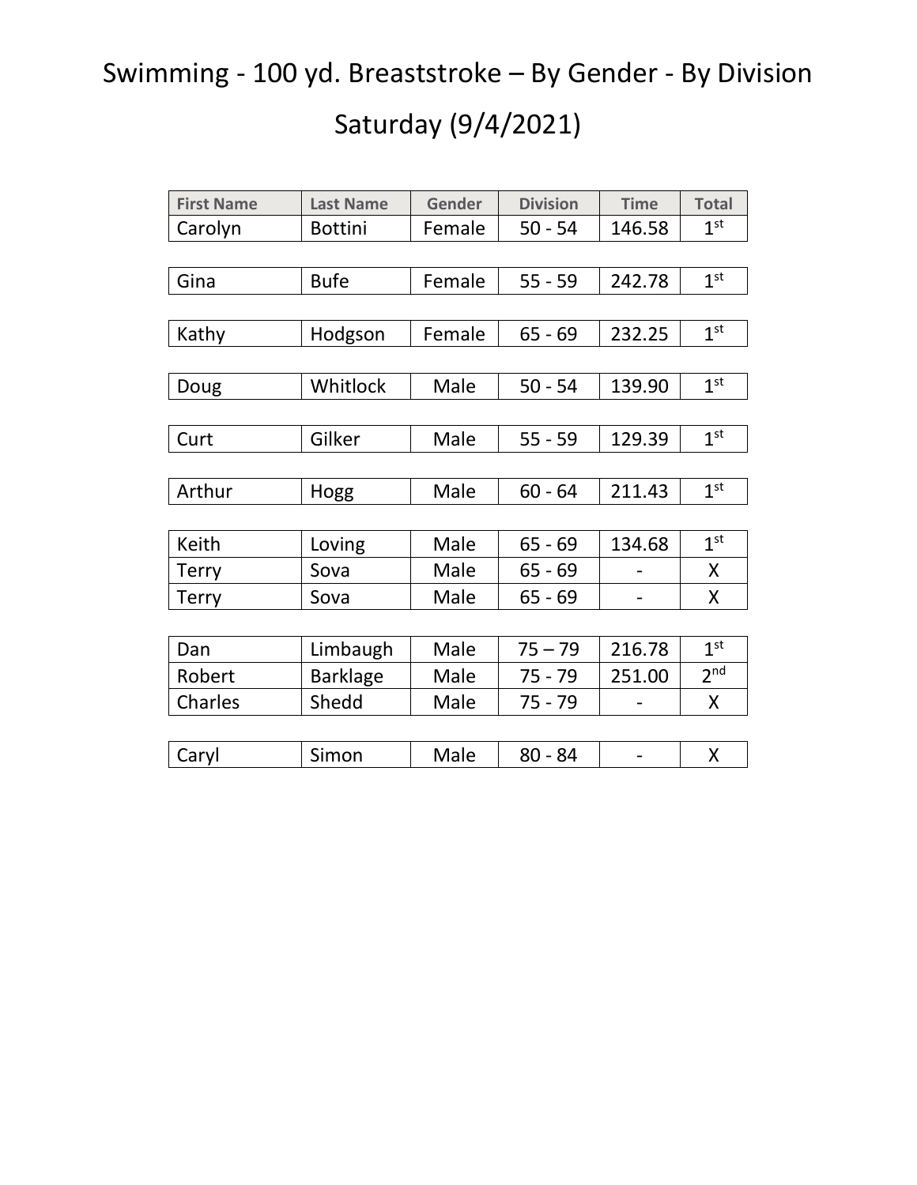# Swimming - 100 yd. Breaststroke – By Gender - By Division

## Saturday (9/4/2021)

| First Name | Last Name | Gender | Division | Time | Total |
|---|---|---|---|---|---|
| Carolyn | Bottini | Female | 50 - 54 | 146.58 | 1st |
| | | | | | |
| Gina | Bufe | Female | 55 - 59 | 242.78 | 1st |
| | | | | | |
| Kathy | Hodgson | Female | 65 - 69 | 232.25 | 1st |
| | | | | | |
| Doug | Whitlock | Male | 50 - 54 | 139.90 | 1st |
| | | | | | |
| Curt | Gilker | Male | 55 - 59 | 129.39 | 1st |
| | | | | | |
| Arthur | Hogg | Male | 60 - 64 | 211.43 | 1st |
| | | | | | |
| Keith | Loving | Male | 65 - 69 | 134.68 | 1st |
| Terry | Sova | Male | 65 - 69 | - | X |
| Terry | Sova | Male | 65 - 69 | - | X |
| | | | | | |
| Dan | Limbaugh | Male | 75 – 79 | 216.78 | 1st |
| Robert | Barklage | Male | 75 - 79 | 251.00 | 2nd |
| Charles | Shedd | Male | 75 - 79 | - | X |
| | | | | | |
| Caryl | Simon | Male | 80 - 84 | - | X |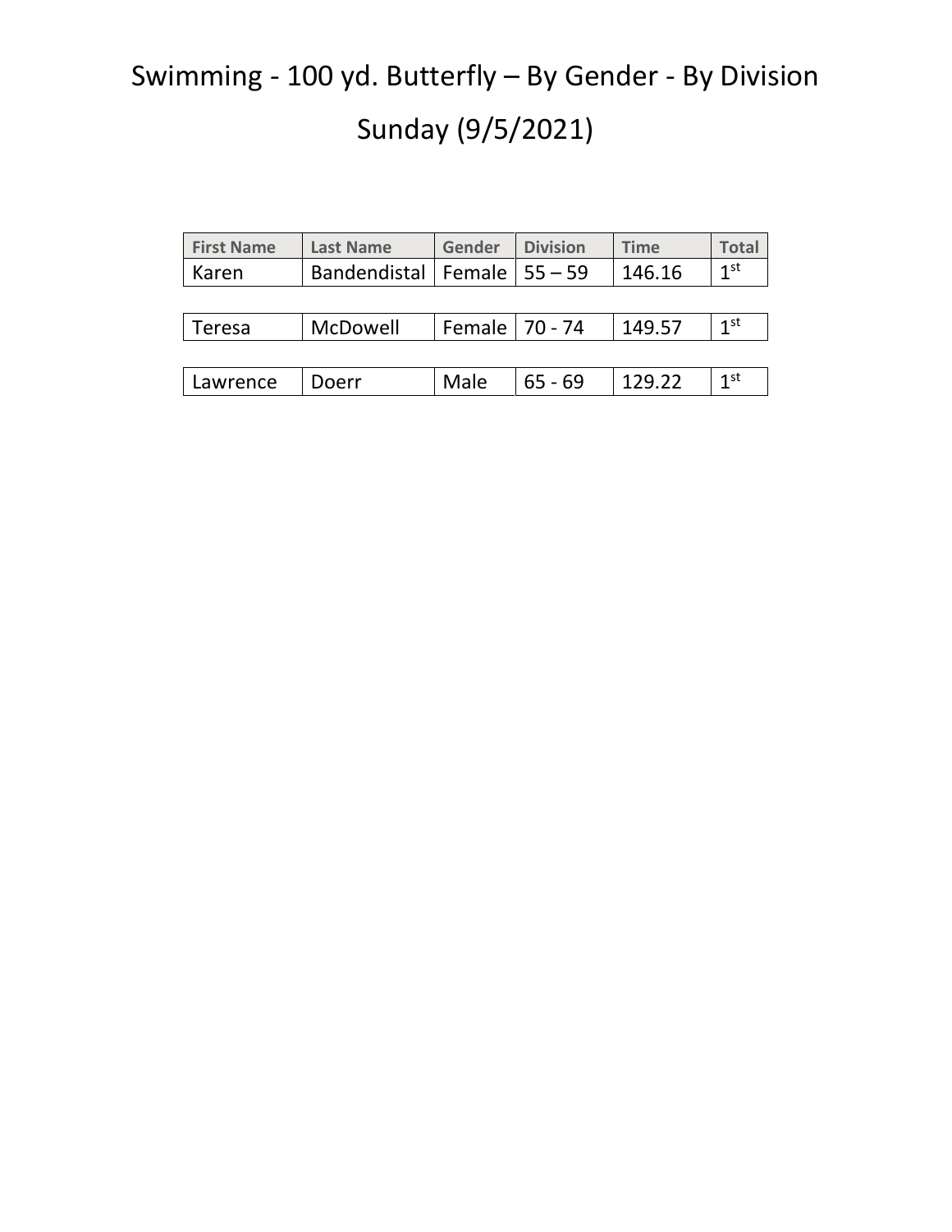# Swimming - 100 yd. Butterfly – By Gender - By Division

## Sunday (9/5/2021)

| First Name | Last Name | Gender | Division | Time | Total |
|---|---|---|---|---|---|
| Karen | Bandendistal | Female | 55 – 59 | 146.16 | 1st |
| | | | | | |
| Teresa | McDowell | Female | 70 - 74 | 149.57 | 1st |
| | | | | | |
| Lawrence | Doerr | Male | 65 - 69 | 129.22 | 1st |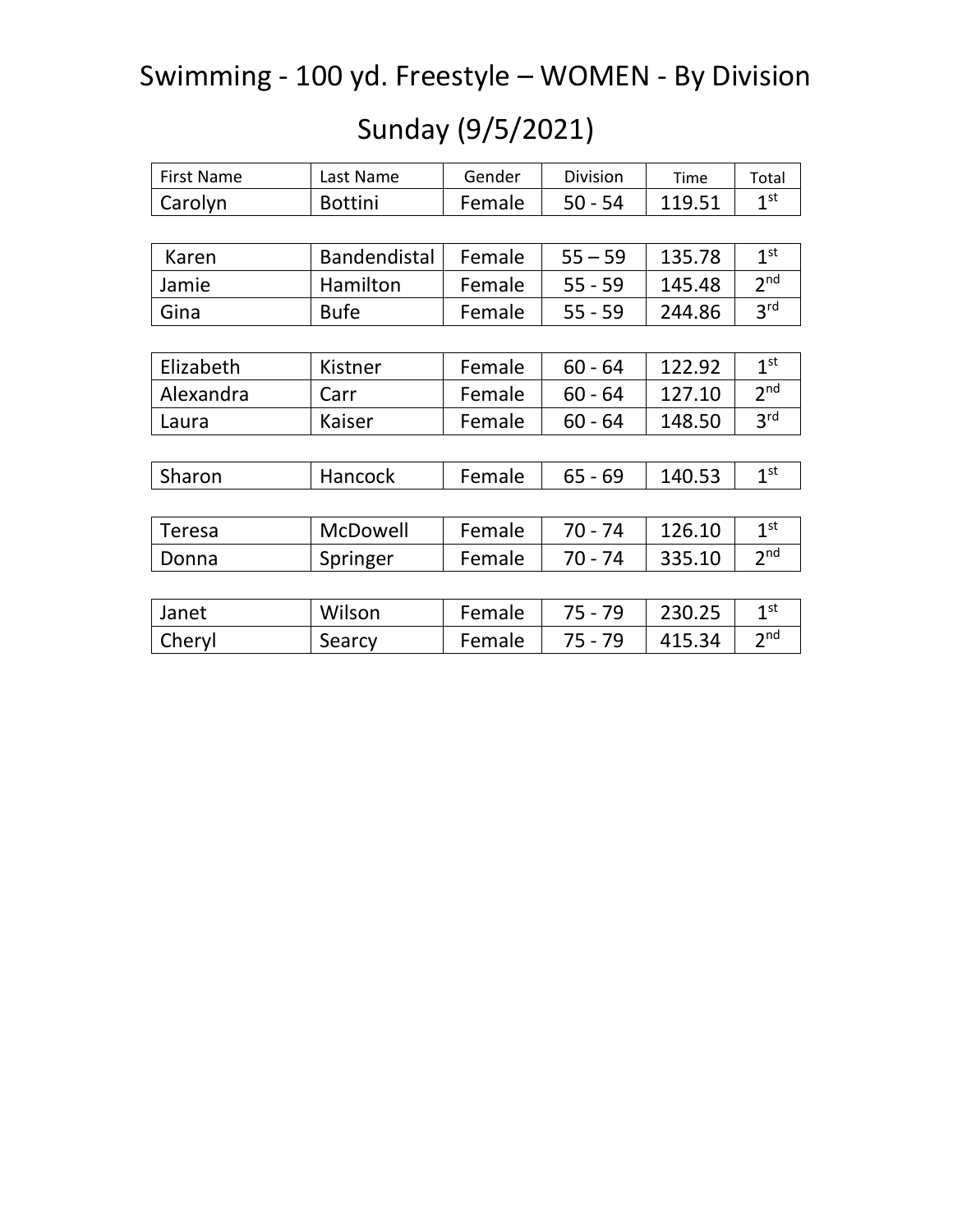# Swimming - 100 yd. Freestyle – WOMEN - By Division

## Sunday (9/5/2021)

| First Name | Last Name | Gender | Division | Time | Total |
|---|---|---|---|---|---|
| Carolyn | Bottini | Female | 50 - 54 | 119.51 | 1st |
| Karen | Bandendistal | Female | 55 – 59 | 135.78 | 1st |
| Jamie | Hamilton | Female | 55 - 59 | 145.48 | 2nd |
| Gina | Bufe | Female | 55 - 59 | 244.86 | 3rd |
| Elizabeth | Kistner | Female | 60 - 64 | 122.92 | 1st |
| Alexandra | Carr | Female | 60 - 64 | 127.10 | 2nd |
| Laura | Kaiser | Female | 60 - 64 | 148.50 | 3rd |
| Sharon | Hancock | Female | 65 - 69 | 140.53 | 1st |
| Teresa | McDowell | Female | 70 - 74 | 126.10 | 1st |
| Donna | Springer | Female | 70 - 74 | 335.10 | 2nd |
| Janet | Wilson | Female | 75 - 79 | 230.25 | 1st |
| Cheryl | Searcy | Female | 75 - 79 | 415.34 | 2nd |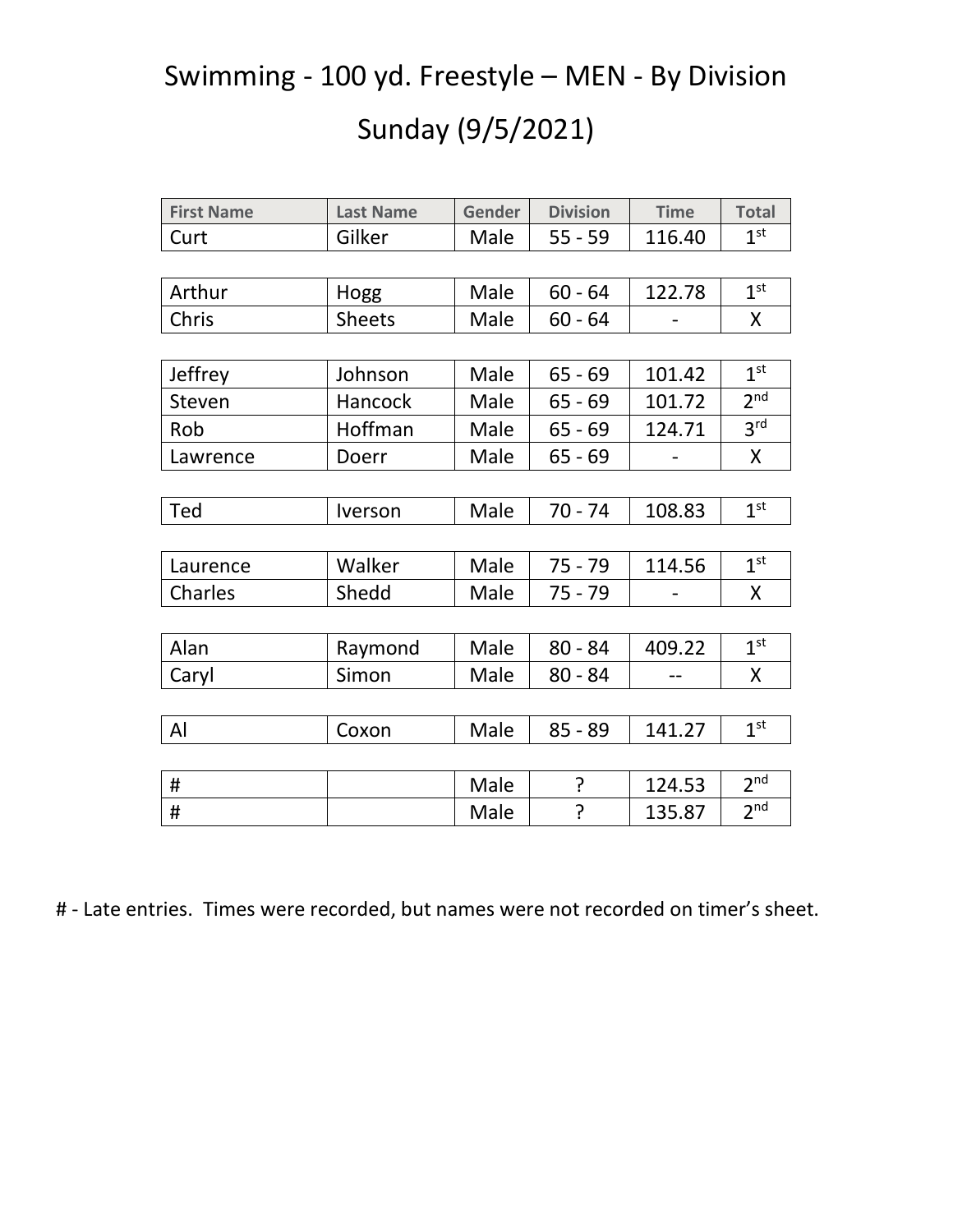# Swimming - 100 yd. Freestyle – MEN - By Division

## Sunday (9/5/2021)

| First Name | Last Name | Gender | Division | Time | Total |
|---|---|---|---|---|---|
| Curt | Gilker | Male | 55 - 59 | 116.40 | 1st |
| | | | | | |
| Arthur | Hogg | Male | 60 - 64 | 122.78 | 1st |
| Chris | Sheets | Male | 60 - 64 | - | X |
| | | | | | |
| Jeffrey | Johnson | Male | 65 - 69 | 101.42 | 1st |
| Steven | Hancock | Male | 65 - 69 | 101.72 | 2nd |
| Rob | Hoffman | Male | 65 - 69 | 124.71 | 3rd |
| Lawrence | Doerr | Male | 65 - 69 | - | X |
| | | | | | |
| Ted | Iverson | Male | 70 - 74 | 108.83 | 1st |
| | | | | | |
| Laurence | Walker | Male | 75 - 79 | 114.56 | 1st |
| Charles | Shedd | Male | 75 - 79 | - | X |
| | | | | | |
| Alan | Raymond | Male | 80 - 84 | 409.22 | 1st |
| Caryl | Simon | Male | 80 - 84 | -- | X |
| | | | | | |
| Al | Coxon | Male | 85 - 89 | 141.27 | 1st |
| | | | | | |
| # | | Male | ? | 124.53 | 2nd |
| # | | Male | ? | 135.87 | 2nd |

# - Late entries. Times were recorded, but names were not recorded on timer's sheet.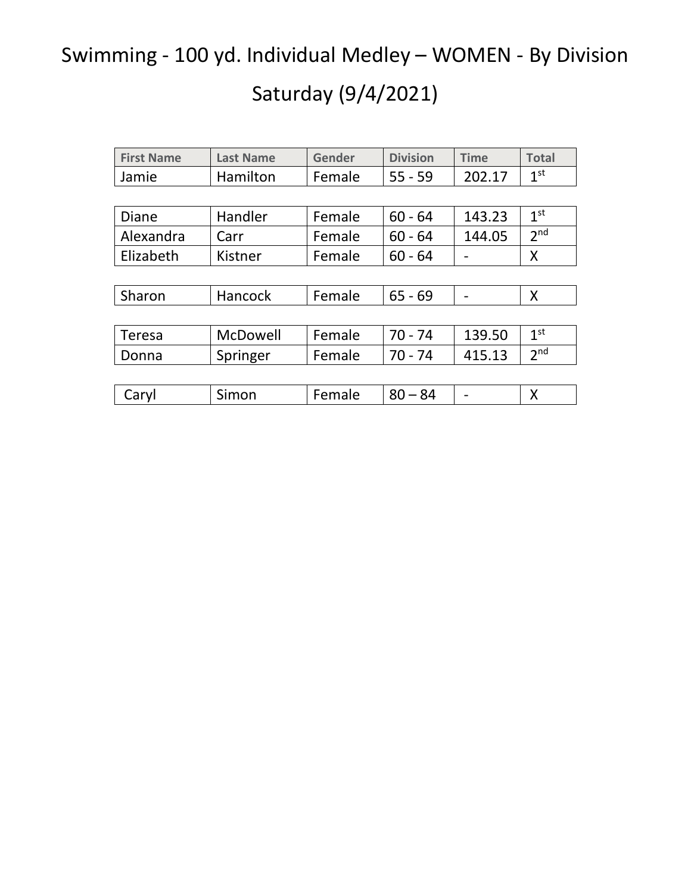# Swimming - 100 yd. Individual Medley – WOMEN - By Division

## Saturday (9/4/2021)

| First Name | Last Name | Gender | Division | Time | Total |
|---|---|---|---|---|---|
| Jamie | Hamilton | Female | 55 - 59 | 202.17 | 1st |
| | | | | | |
| Diane | Handler | Female | 60 - 64 | 143.23 | 1st |
| Alexandra | Carr | Female | 60 - 64 | 144.05 | 2nd |
| Elizabeth | Kistner | Female | 60 - 64 | - | X |
| | | | | | |
| Sharon | Hancock | Female | 65 - 69 | - | X |
| | | | | | |
| Teresa | McDowell | Female | 70 - 74 | 139.50 | 1st |
| Donna | Springer | Female | 70 - 74 | 415.13 | 2nd |
| | | | | | |
| Caryl | Simon | Female | 80 – 84 | - | X |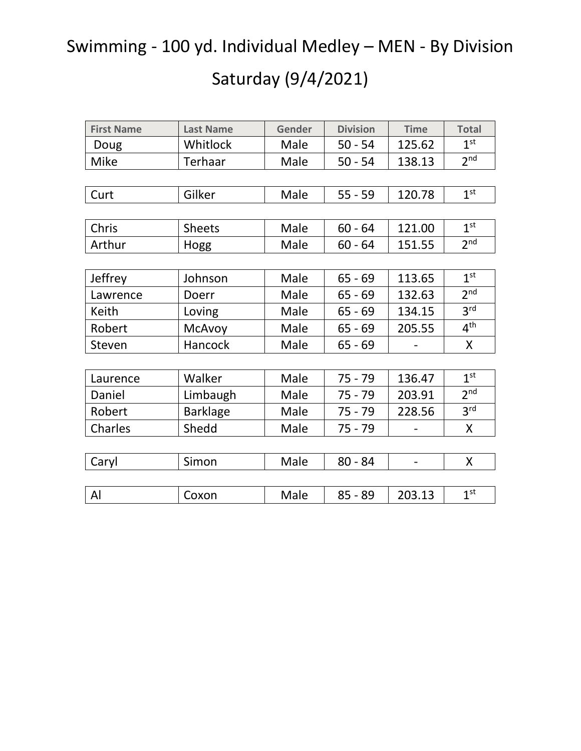# Swimming - 100 yd. Individual Medley – MEN - By Division

## Saturday (9/4/2021)

| First Name | Last Name | Gender | Division | Time | Total |
|---|---|---|---|---|---|
| Doug | Whitlock | Male | 50 - 54 | 125.62 | 1st |
| Mike | Terhaar | Male | 50 - 54 | 138.13 | 2nd |
| | | | | | |
| Curt | Gilker | Male | 55 - 59 | 120.78 | 1st |
| | | | | | |
| Chris | Sheets | Male | 60 - 64 | 121.00 | 1st |
| Arthur | Hogg | Male | 60 - 64 | 151.55 | 2nd |
| | | | | | |
| Jeffrey | Johnson | Male | 65 - 69 | 113.65 | 1st |
| Lawrence | Doerr | Male | 65 - 69 | 132.63 | 2nd |
| Keith | Loving | Male | 65 - 69 | 134.15 | 3rd |
| Robert | McAvoy | Male | 65 - 69 | 205.55 | 4th |
| Steven | Hancock | Male | 65 - 69 | - | X |
| | | | | | |
| Laurence | Walker | Male | 75 - 79 | 136.47 | 1st |
| Daniel | Limbaugh | Male | 75 - 79 | 203.91 | 2nd |
| Robert | Barklage | Male | 75 - 79 | 228.56 | 3rd |
| Charles | Shedd | Male | 75 - 79 | - | X |
| | | | | | |
| Caryl | Simon | Male | 80 - 84 | - | X |
| | | | | | |
| Al | Coxon | Male | 85 - 89 | 203.13 | 1st |